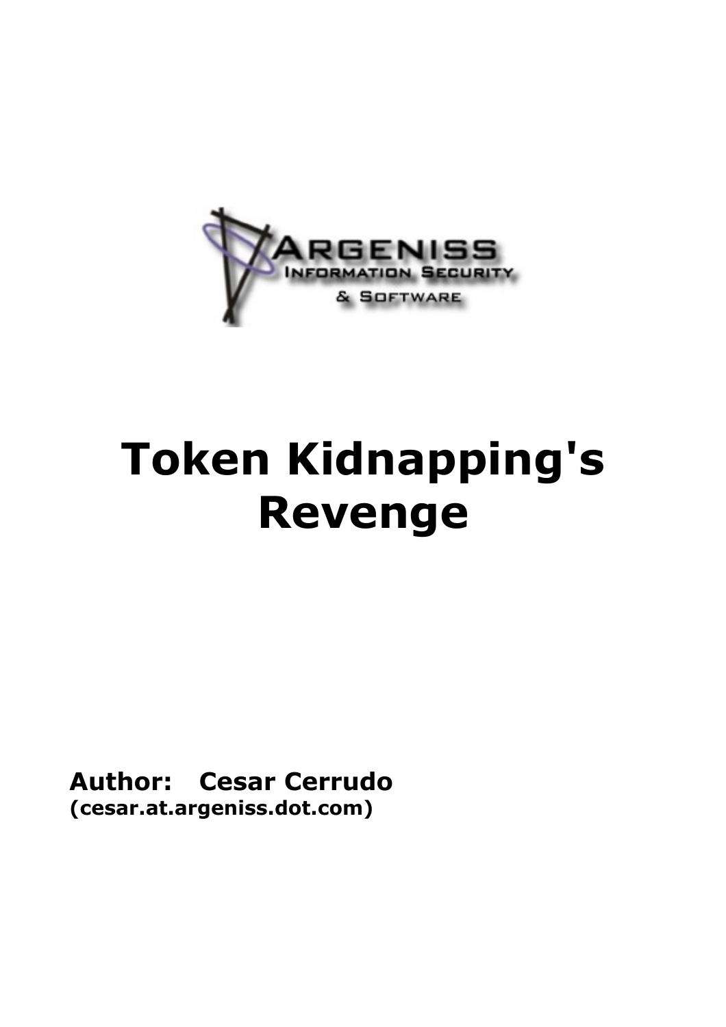ARGENISS
INFORMATION SECURITY
& SOFTWARE

# Token Kidnapping's Revenge

**Author: Cesar Cerrudo**
**(cesar.at.argeniss.dot.com)**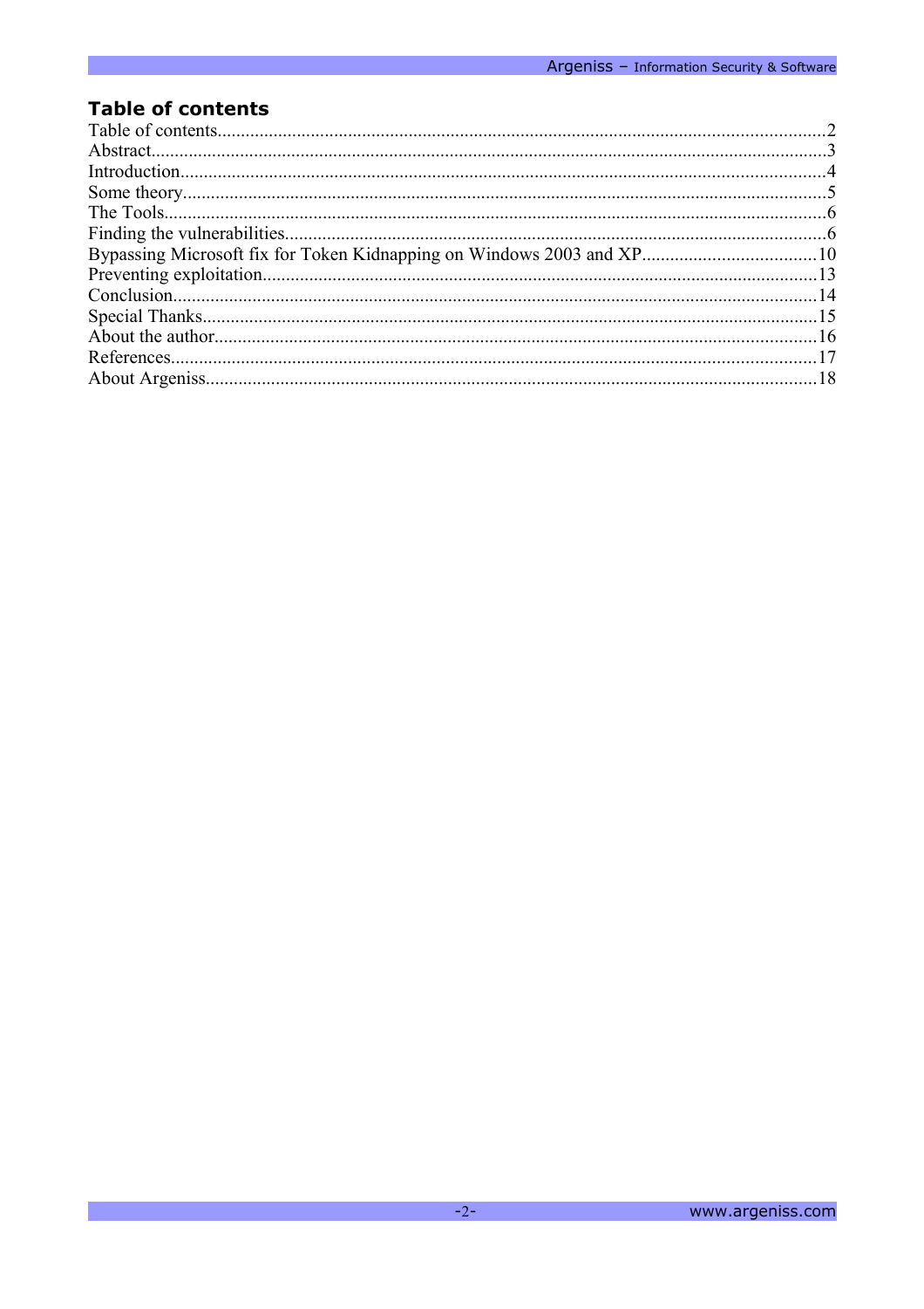## Table of contents

| | |
|---|---|
| Table of contents | 2 |
| Abstract | 3 |
| Introduction | 4 |
| Some theory | 5 |
| The Tools | 6 |
| Finding the vulnerabilities | 6 |
| Bypassing Microsoft fix for Token Kidnapping on Windows 2003 and XP | 10 |
| Preventing exploitation | 13 |
| Conclusion | 14 |
| Special Thanks | 15 |
| About the author | 16 |
| References | 17 |
| About Argeniss | 18 |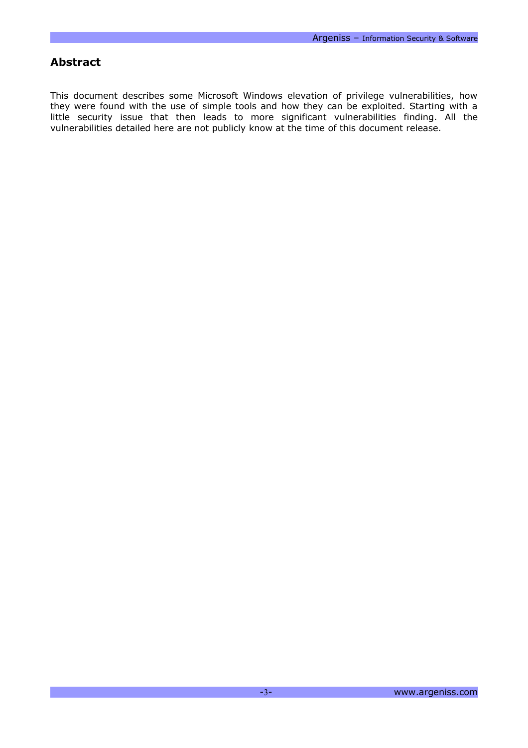## Abstract

This document describes some Microsoft Windows elevation of privilege vulnerabilities, how they were found with the use of simple tools and how they can be exploited. Starting with a little security issue that then leads to more significant vulnerabilities finding. All the vulnerabilities detailed here are not publicly know at the time of this document release.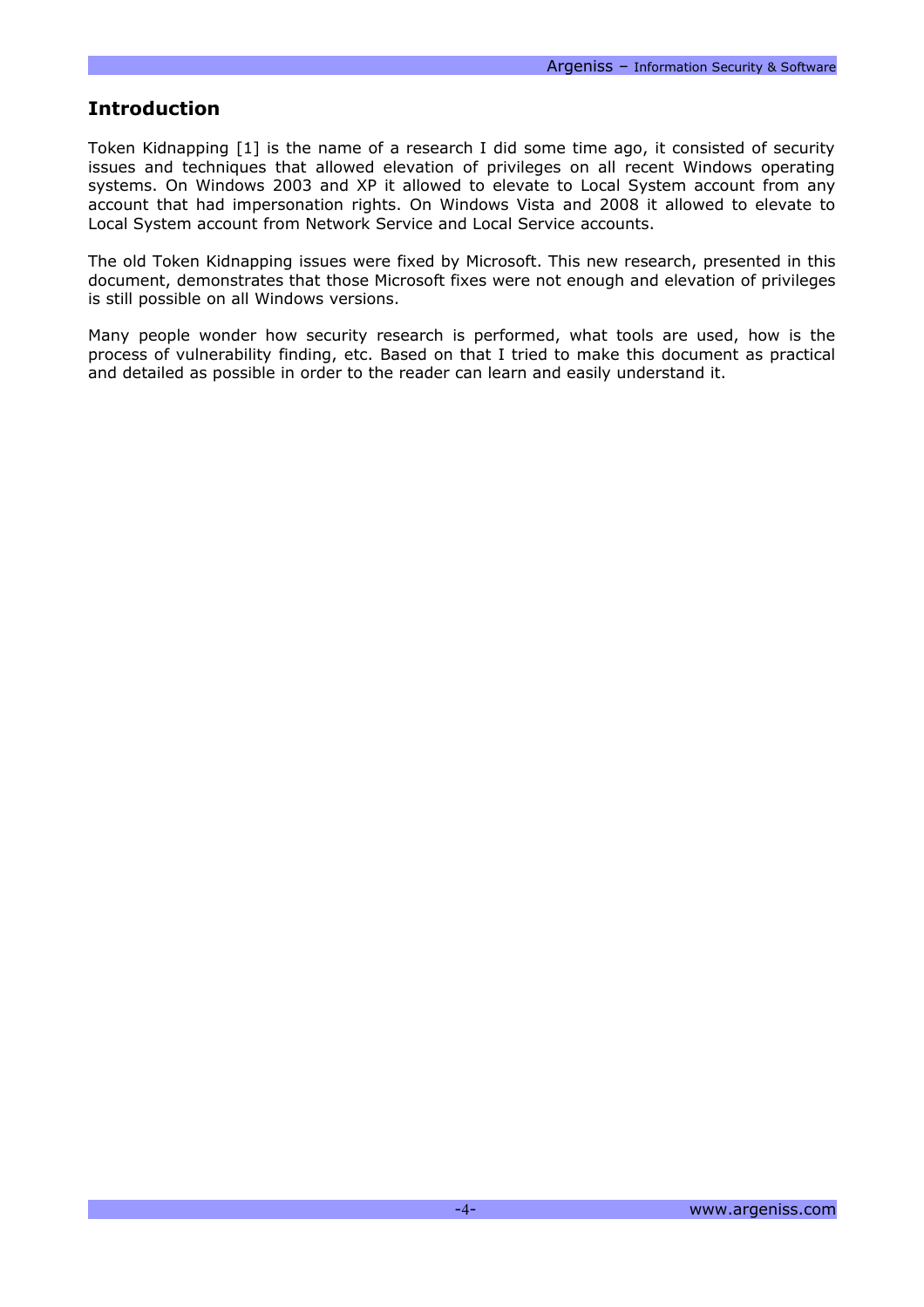## Introduction

Token Kidnapping [1] is the name of a research I did some time ago, it consisted of security issues and techniques that allowed elevation of privileges on all recent Windows operating systems. On Windows 2003 and XP it allowed to elevate to Local System account from any account that had impersonation rights. On Windows Vista and 2008 it allowed to elevate to Local System account from Network Service and Local Service accounts.

The old Token Kidnapping issues were fixed by Microsoft. This new research, presented in this document, demonstrates that those Microsoft fixes were not enough and elevation of privileges is still possible on all Windows versions.

Many people wonder how security research is performed, what tools are used, how is the process of vulnerability finding, etc. Based on that I tried to make this document as practical and detailed as possible in order to the reader can learn and easily understand it.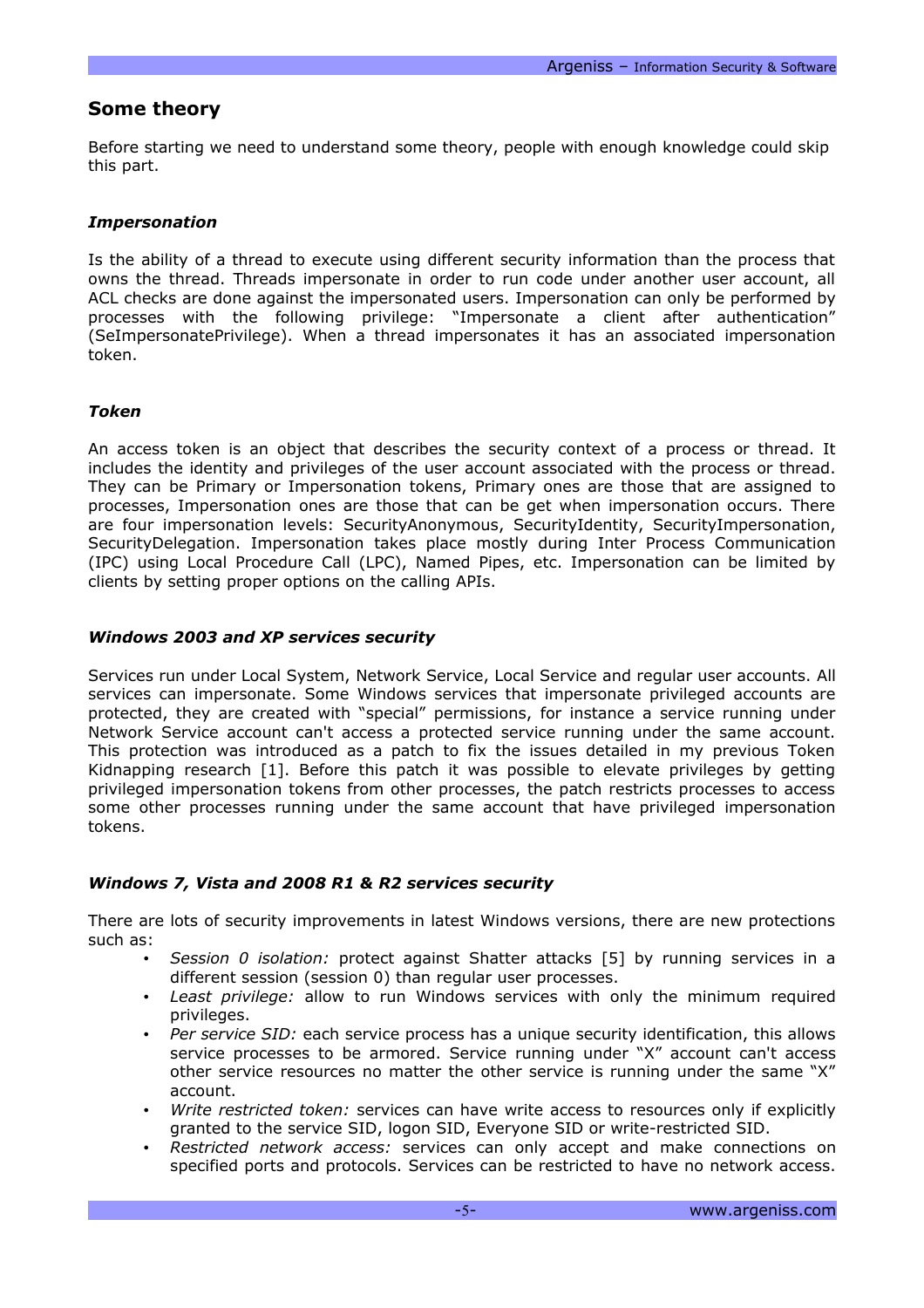## Some theory

Before starting we need to understand some theory, people with enough knowledge could skip this part.

### *Impersonation*

Is the ability of a thread to execute using different security information than the process that owns the thread. Threads impersonate in order to run code under another user account, all ACL checks are done against the impersonated users. Impersonation can only be performed by processes with the following privilege: "Impersonate a client after authentication" (SeImpersonatePrivilege). When a thread impersonates it has an associated impersonation token.

### *Token*

An access token is an object that describes the security context of a process or thread. It includes the identity and privileges of the user account associated with the process or thread. They can be Primary or Impersonation tokens, Primary ones are those that are assigned to processes, Impersonation ones are those that can be get when impersonation occurs. There are four impersonation levels: SecurityAnonymous, SecurityIdentity, SecurityImpersonation, SecurityDelegation. Impersonation takes place mostly during Inter Process Communication (IPC) using Local Procedure Call (LPC), Named Pipes, etc. Impersonation can be limited by clients by setting proper options on the calling APIs.

### *Windows 2003 and XP services security*

Services run under Local System, Network Service, Local Service and regular user accounts. All services can impersonate. Some Windows services that impersonate privileged accounts are protected, they are created with "special" permissions, for instance a service running under Network Service account can't access a protected service running under the same account. This protection was introduced as a patch to fix the issues detailed in my previous Token Kidnapping research [1]. Before this patch it was possible to elevate privileges by getting privileged impersonation tokens from other processes, the patch restricts processes to access some other processes running under the same account that have privileged impersonation tokens.

### *Windows 7, Vista and 2008 R1 & R2 services security*

There are lots of security improvements in latest Windows versions, there are new protections such as:

- *Session 0 isolation:* protect against Shatter attacks [5] by running services in a different session (session 0) than regular user processes.
- *Least privilege:* allow to run Windows services with only the minimum required privileges.
- *Per service SID:* each service process has a unique security identification, this allows service processes to be armored. Service running under "X" account can't access other service resources no matter the other service is running under the same "X" account.
- *Write restricted token:* services can have write access to resources only if explicitly granted to the service SID, logon SID, Everyone SID or write-restricted SID.
- *Restricted network access:* services can only accept and make connections on specified ports and protocols. Services can be restricted to have no network access.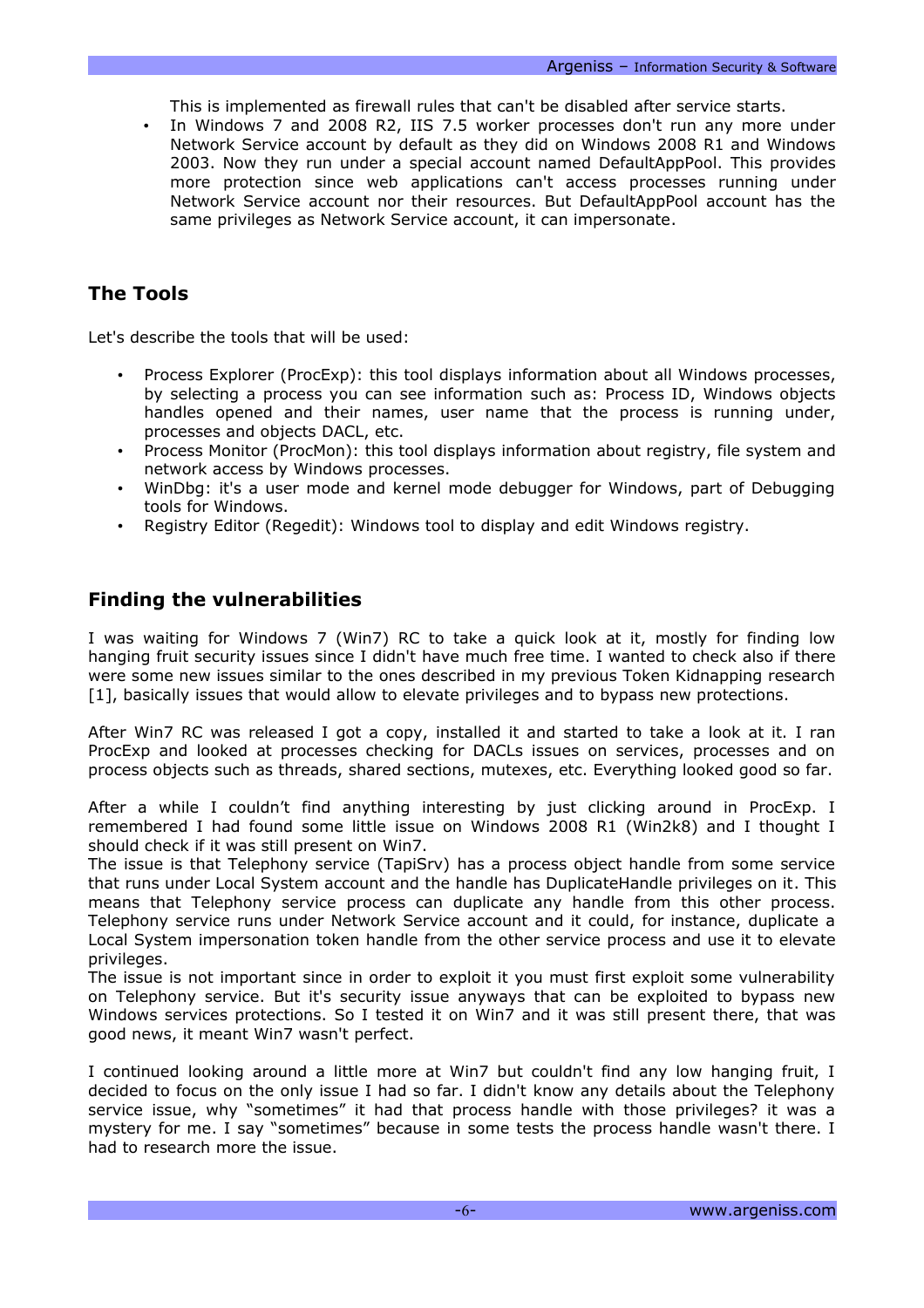This is implemented as firewall rules that can't be disabled after service starts.

- In Windows 7 and 2008 R2, IIS 7.5 worker processes don't run any more under Network Service account by default as they did on Windows 2008 R1 and Windows 2003. Now they run under a special account named DefaultAppPool. This provides more protection since web applications can't access processes running under Network Service account nor their resources. But DefaultAppPool account has the same privileges as Network Service account, it can impersonate.

## The Tools

Let's describe the tools that will be used:

- Process Explorer (ProcExp): this tool displays information about all Windows processes, by selecting a process you can see information such as: Process ID, Windows objects handles opened and their names, user name that the process is running under, processes and objects DACL, etc.
- Process Monitor (ProcMon): this tool displays information about registry, file system and network access by Windows processes.
- WinDbg: it's a user mode and kernel mode debugger for Windows, part of Debugging tools for Windows.
- Registry Editor (Regedit): Windows tool to display and edit Windows registry.

## Finding the vulnerabilities

I was waiting for Windows 7 (Win7) RC to take a quick look at it, mostly for finding low hanging fruit security issues since I didn't have much free time. I wanted to check also if there were some new issues similar to the ones described in my previous Token Kidnapping research [1], basically issues that would allow to elevate privileges and to bypass new protections.

After Win7 RC was released I got a copy, installed it and started to take a look at it. I ran ProcExp and looked at processes checking for DACLs issues on services, processes and on process objects such as threads, shared sections, mutexes, etc. Everything looked good so far.

After a while I couldn't find anything interesting by just clicking around in ProcExp. I remembered I had found some little issue on Windows 2008 R1 (Win2k8) and I thought I should check if it was still present on Win7.
The issue is that Telephony service (TapiSrv) has a process object handle from some service that runs under Local System account and the handle has DuplicateHandle privileges on it. This means that Telephony service process can duplicate any handle from this other process. Telephony service runs under Network Service account and it could, for instance, duplicate a Local System impersonation token handle from the other service process and use it to elevate privileges.
The issue is not important since in order to exploit it you must first exploit some vulnerability on Telephony service. But it's security issue anyways that can be exploited to bypass new Windows services protections. So I tested it on Win7 and it was still present there, that was good news, it meant Win7 wasn't perfect.

I continued looking around a little more at Win7 but couldn't find any low hanging fruit, I decided to focus on the only issue I had so far. I didn't know any details about the Telephony service issue, why "sometimes" it had that process handle with those privileges? it was a mystery for me. I say "sometimes" because in some tests the process handle wasn't there. I had to research more the issue.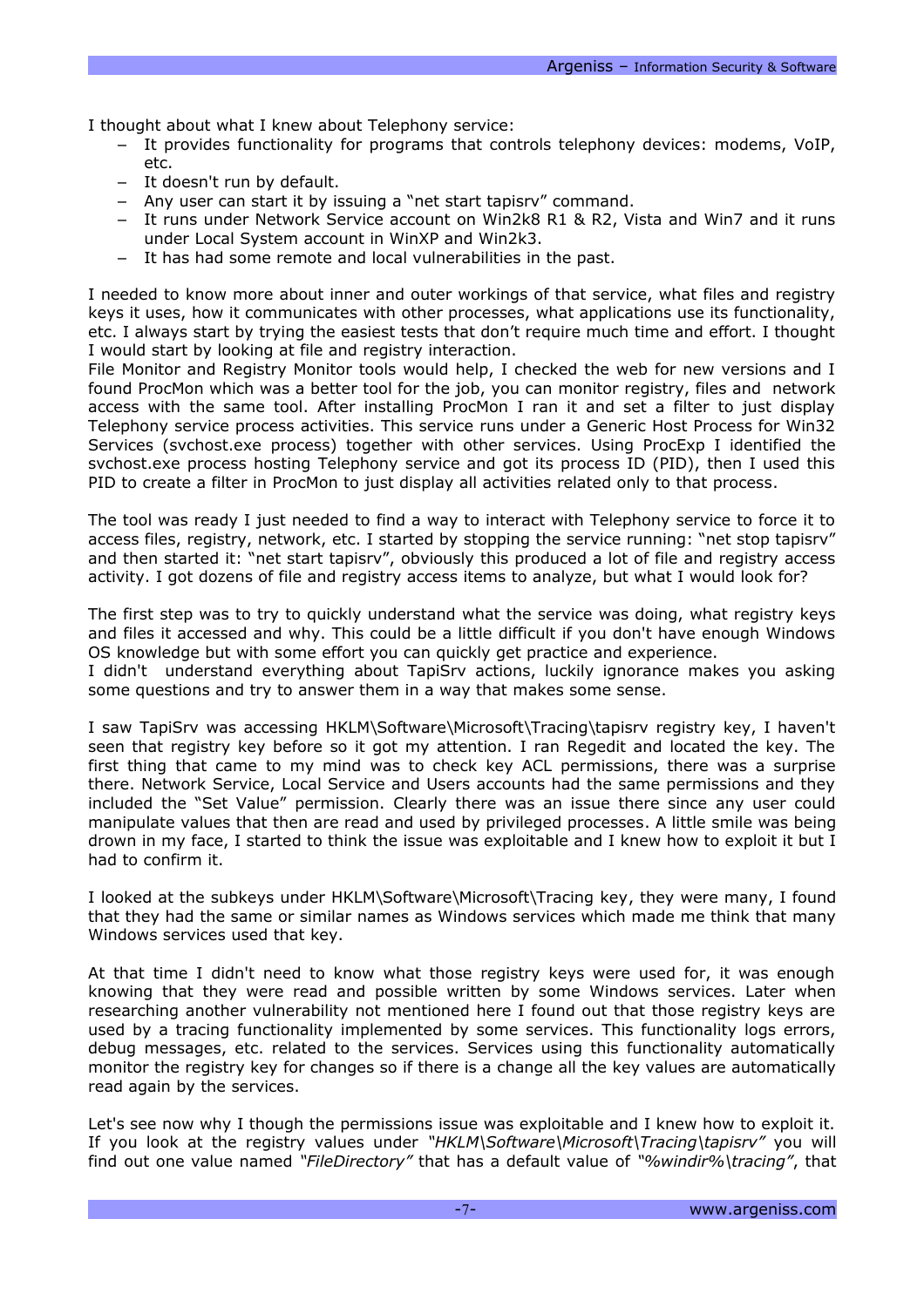I thought about what I knew about Telephony service:

- It provides functionality for programs that controls telephony devices: modems, VoIP, etc.
- It doesn't run by default.
- Any user can start it by issuing a "net start tapisrv" command.
- It runs under Network Service account on Win2k8 R1 & R2, Vista and Win7 and it runs under Local System account in WinXP and Win2k3.
- It has had some remote and local vulnerabilities in the past.

I needed to know more about inner and outer workings of that service, what files and registry keys it uses, how it communicates with other processes, what applications use its functionality, etc. I always start by trying the easiest tests that don't require much time and effort. I thought I would start by looking at file and registry interaction.
File Monitor and Registry Monitor tools would help, I checked the web for new versions and I found ProcMon which was a better tool for the job, you can monitor registry, files and network access with the same tool. After installing ProcMon I ran it and set a filter to just display Telephony service process activities. This service runs under a Generic Host Process for Win32 Services (svchost.exe process) together with other services. Using ProcExp I identified the svchost.exe process hosting Telephony service and got its process ID (PID), then I used this PID to create a filter in ProcMon to just display all activities related only to that process.

The tool was ready I just needed to find a way to interact with Telephony service to force it to access files, registry, network, etc. I started by stopping the service running: "net stop tapisrv" and then started it: "net start tapisrv", obviously this produced a lot of file and registry access activity. I got dozens of file and registry access items to analyze, but what I would look for?

The first step was to try to quickly understand what the service was doing, what registry keys and files it accessed and why. This could be a little difficult if you don't have enough Windows OS knowledge but with some effort you can quickly get practice and experience.
I didn't understand everything about TapiSrv actions, luckily ignorance makes you asking some questions and try to answer them in a way that makes some sense.

I saw TapiSrv was accessing HKLM\Software\Microsoft\Tracing\tapisrv registry key, I haven't seen that registry key before so it got my attention. I ran Regedit and located the key. The first thing that came to my mind was to check key ACL permissions, there was a surprise there. Network Service, Local Service and Users accounts had the same permissions and they included the "Set Value" permission. Clearly there was an issue there since any user could manipulate values that then are read and used by privileged processes. A little smile was being drown in my face, I started to think the issue was exploitable and I knew how to exploit it but I had to confirm it.

I looked at the subkeys under HKLM\Software\Microsoft\Tracing key, they were many, I found that they had the same or similar names as Windows services which made me think that many Windows services used that key.

At that time I didn't need to know what those registry keys were used for, it was enough knowing that they were read and possible written by some Windows services. Later when researching another vulnerability not mentioned here I found out that those registry keys are used by a tracing functionality implemented by some services. This functionality logs errors, debug messages, etc. related to the services. Services using this functionality automatically monitor the registry key for changes so if there is a change all the key values are automatically read again by the services.

Let's see now why I though the permissions issue was exploitable and I knew how to exploit it. If you look at the registry values under *"HKLM\Software\Microsoft\Tracing\tapisrv"* you will find out one value named *"FileDirectory"* that has a default value of *"%windir%\tracing"*, that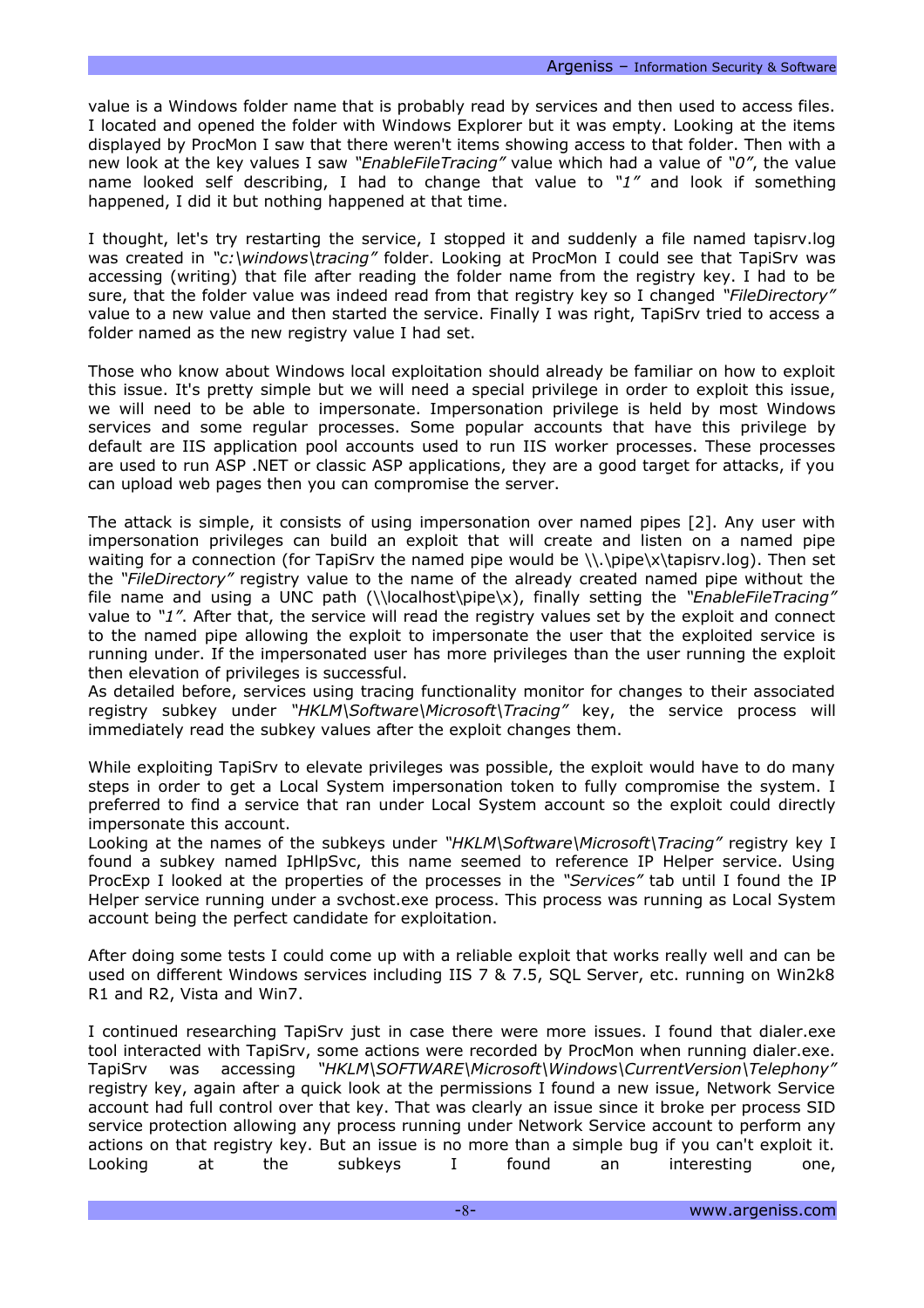value is a Windows folder name that is probably read by services and then used to access files. I located and opened the folder with Windows Explorer but it was empty. Looking at the items displayed by ProcMon I saw that there weren't items showing access to that folder. Then with a new look at the key values I saw *"EnableFileTracing"* value which had a value of *"0"*, the value name looked self describing, I had to change that value to *"1"* and look if something happened, I did it but nothing happened at that time.

I thought, let's try restarting the service, I stopped it and suddenly a file named tapisrv.log was created in *"c:\windows\tracing"* folder. Looking at ProcMon I could see that TapiSrv was accessing (writing) that file after reading the folder name from the registry key. I had to be sure, that the folder value was indeed read from that registry key so I changed *"FileDirectory"* value to a new value and then started the service. Finally I was right, TapiSrv tried to access a folder named as the new registry value I had set.

Those who know about Windows local exploitation should already be familiar on how to exploit this issue. It's pretty simple but we will need a special privilege in order to exploit this issue, we will need to be able to impersonate. Impersonation privilege is held by most Windows services and some regular processes. Some popular accounts that have this privilege by default are IIS application pool accounts used to run IIS worker processes. These processes are used to run ASP .NET or classic ASP applications, they are a good target for attacks, if you can upload web pages then you can compromise the server.

The attack is simple, it consists of using impersonation over named pipes [2]. Any user with impersonation privileges can build an exploit that will create and listen on a named pipe waiting for a connection (for TapiSrv the named pipe would be \\.\pipe\x\tapisrv.log). Then set the *"FileDirectory"* registry value to the name of the already created named pipe without the file name and using a UNC path (\\localhost\pipe\x), finally setting the *"EnableFileTracing"* value to *"1"*. After that, the service will read the registry values set by the exploit and connect to the named pipe allowing the exploit to impersonate the user that the exploited service is running under. If the impersonated user has more privileges than the user running the exploit then elevation of privileges is successful.
As detailed before, services using tracing functionality monitor for changes to their associated registry subkey under *"HKLM\Software\Microsoft\Tracing"* key, the service process will immediately read the subkey values after the exploit changes them.

While exploiting TapiSrv to elevate privileges was possible, the exploit would have to do many steps in order to get a Local System impersonation token to fully compromise the system. I preferred to find a service that ran under Local System account so the exploit could directly impersonate this account.
Looking at the names of the subkeys under *"HKLM\Software\Microsoft\Tracing"* registry key I found a subkey named IpHlpSvc, this name seemed to reference IP Helper service. Using ProcExp I looked at the properties of the processes in the *"Services"* tab until I found the IP Helper service running under a svchost.exe process. This process was running as Local System account being the perfect candidate for exploitation.

After doing some tests I could come up with a reliable exploit that works really well and can be used on different Windows services including IIS 7 & 7.5, SQL Server, etc. running on Win2k8 R1 and R2, Vista and Win7.

I continued researching TapiSrv just in case there were more issues. I found that dialer.exe tool interacted with TapiSrv, some actions were recorded by ProcMon when running dialer.exe. TapiSrv was accessing *"HKLM\SOFTWARE\Microsoft\Windows\CurrentVersion\Telephony"* registry key, again after a quick look at the permissions I found a new issue, Network Service account had full control over that key. That was clearly an issue since it broke per process SID service protection allowing any process running under Network Service account to perform any actions on that registry key. But an issue is no more than a simple bug if you can't exploit it. Looking at the subkeys I found an interesting one,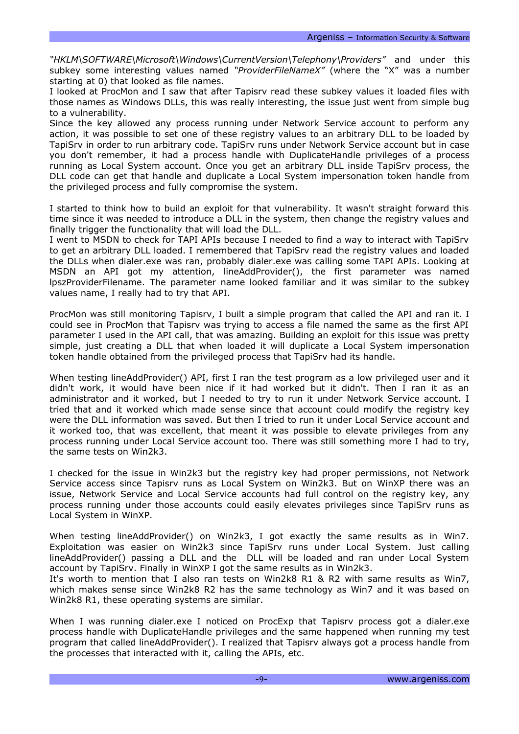*"HKLM\SOFTWARE\Microsoft\Windows\CurrentVersion\Telephony\Providers"* and under this subkey some interesting values named *"ProviderFileNameX"* (where the "X" was a number starting at 0) that looked as file names.
I looked at ProcMon and I saw that after Tapisrv read these subkey values it loaded files with those names as Windows DLLs, this was really interesting, the issue just went from simple bug to a vulnerability.
Since the key allowed any process running under Network Service account to perform any action, it was possible to set one of these registry values to an arbitrary DLL to be loaded by TapiSrv in order to run arbitrary code. TapiSrv runs under Network Service account but in case you don't remember, it had a process handle with DuplicateHandle privileges of a process running as Local System account. Once you get an arbitrary DLL inside TapiSrv process, the DLL code can get that handle and duplicate a Local System impersonation token handle from the privileged process and fully compromise the system.

I started to think how to build an exploit for that vulnerability. It wasn't straight forward this time since it was needed to introduce a DLL in the system, then change the registry values and finally trigger the functionality that will load the DLL.
I went to MSDN to check for TAPI APIs because I needed to find a way to interact with TapiSrv to get an arbitrary DLL loaded. I remembered that TapiSrv read the registry values and loaded the DLLs when dialer.exe was ran, probably dialer.exe was calling some TAPI APIs. Looking at MSDN an API got my attention, lineAddProvider(), the first parameter was named lpszProviderFilename. The parameter name looked familiar and it was similar to the subkey values name, I really had to try that API.

ProcMon was still monitoring Tapisrv, I built a simple program that called the API and ran it. I could see in ProcMon that Tapisrv was trying to access a file named the same as the first API parameter I used in the API call, that was amazing. Building an exploit for this issue was pretty simple, just creating a DLL that when loaded it will duplicate a Local System impersonation token handle obtained from the privileged process that TapiSrv had its handle.

When testing lineAddProvider() API, first I ran the test program as a low privileged user and it didn't work, it would have been nice if it had worked but it didn't. Then I ran it as an administrator and it worked, but I needed to try to run it under Network Service account. I tried that and it worked which made sense since that account could modify the registry key were the DLL information was saved. But then I tried to run it under Local Service account and it worked too, that was excellent, that meant it was possible to elevate privileges from any process running under Local Service account too. There was still something more I had to try, the same tests on Win2k3.

I checked for the issue in Win2k3 but the registry key had proper permissions, not Network Service access since Tapisrv runs as Local System on Win2k3. But on WinXP there was an issue, Network Service and Local Service accounts had full control on the registry key, any process running under those accounts could easily elevates privileges since TapiSrv runs as Local System in WinXP.

When testing lineAddProvider() on Win2k3, I got exactly the same results as in Win7. Exploitation was easier on Win2k3 since TapiSrv runs under Local System. Just calling lineAddProvider() passing a DLL and the DLL will be loaded and ran under Local System account by TapiSrv. Finally in WinXP I got the same results as in Win2k3.
It's worth to mention that I also ran tests on Win2k8 R1 & R2 with same results as Win7, which makes sense since Win2k8 R2 has the same technology as Win7 and it was based on Win2k8 R1, these operating systems are similar.

When I was running dialer.exe I noticed on ProcExp that Tapisrv process got a dialer.exe process handle with DuplicateHandle privileges and the same happened when running my test program that called lineAddProvider(). I realized that Tapisrv always got a process handle from the processes that interacted with it, calling the APIs, etc.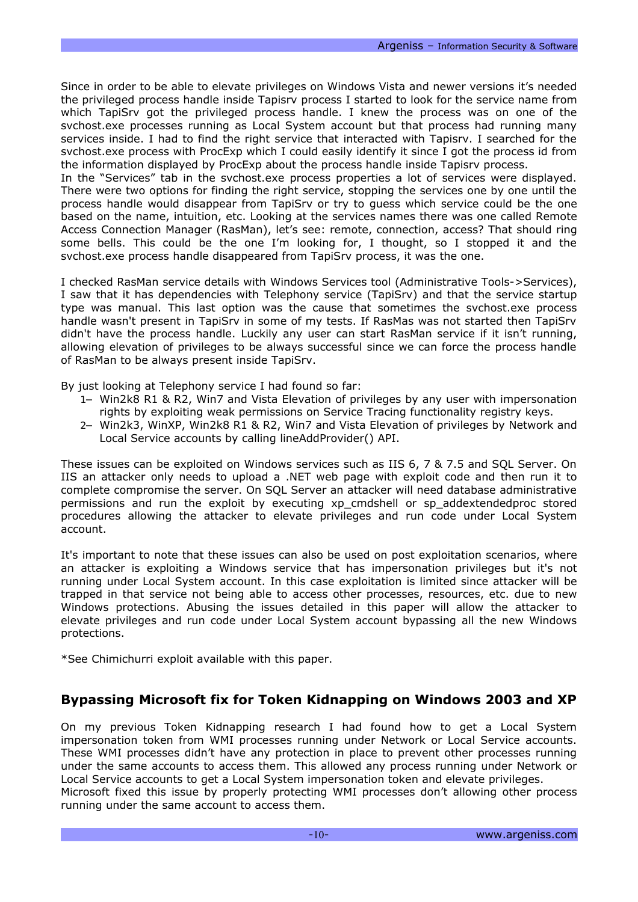Since in order to be able to elevate privileges on Windows Vista and newer versions it's needed the privileged process handle inside Tapisrv process I started to look for the service name from which TapiSrv got the privileged process handle. I knew the process was on one of the svchost.exe processes running as Local System account but that process had running many services inside. I had to find the right service that interacted with Tapisrv. I searched for the svchost.exe process with ProcExp which I could easily identify it since I got the process id from the information displayed by ProcExp about the process handle inside Tapisrv process.
In the "Services" tab in the svchost.exe process properties a lot of services were displayed. There were two options for finding the right service, stopping the services one by one until the process handle would disappear from TapiSrv or try to guess which service could be the one based on the name, intuition, etc. Looking at the services names there was one called Remote Access Connection Manager (RasMan), let's see: remote, connection, access? That should ring some bells. This could be the one I'm looking for, I thought, so I stopped it and the svchost.exe process handle disappeared from TapiSrv process, it was the one.

I checked RasMan service details with Windows Services tool (Administrative Tools->Services), I saw that it has dependencies with Telephony service (TapiSrv) and that the service startup type was manual. This last option was the cause that sometimes the svchost.exe process handle wasn't present in TapiSrv in some of my tests. If RasMas was not started then TapiSrv didn't have the process handle. Luckily any user can start RasMan service if it isn't running, allowing elevation of privileges to be always successful since we can force the process handle of RasMan to be always present inside TapiSrv.

By just looking at Telephony service I had found so far:

1– Win2k8 R1 & R2, Win7 and Vista Elevation of privileges by any user with impersonation rights by exploiting weak permissions on Service Tracing functionality registry keys.
2– Win2k3, WinXP, Win2k8 R1 & R2, Win7 and Vista Elevation of privileges by Network and Local Service accounts by calling lineAddProvider() API.

These issues can be exploited on Windows services such as IIS 6, 7 & 7.5 and SQL Server. On IIS an attacker only needs to upload a .NET web page with exploit code and then run it to complete compromise the server. On SQL Server an attacker will need database administrative permissions and run the exploit by executing xp_cmdshell or sp_addextendedproc stored procedures allowing the attacker to elevate privileges and run code under Local System account.

It's important to note that these issues can also be used on post exploitation scenarios, where an attacker is exploiting a Windows service that has impersonation privileges but it's not running under Local System account. In this case exploitation is limited since attacker will be trapped in that service not being able to access other processes, resources, etc. due to new Windows protections. Abusing the issues detailed in this paper will allow the attacker to elevate privileges and run code under Local System account bypassing all the new Windows protections.

*See Chimichurri exploit available with this paper.

## Bypassing Microsoft fix for Token Kidnapping on Windows 2003 and XP

On my previous Token Kidnapping research I had found how to get a Local System impersonation token from WMI processes running under Network or Local Service accounts. These WMI processes didn't have any protection in place to prevent other processes running under the same accounts to access them. This allowed any process running under Network or Local Service accounts to get a Local System impersonation token and elevate privileges.
Microsoft fixed this issue by properly protecting WMI processes don't allowing other process running under the same account to access them.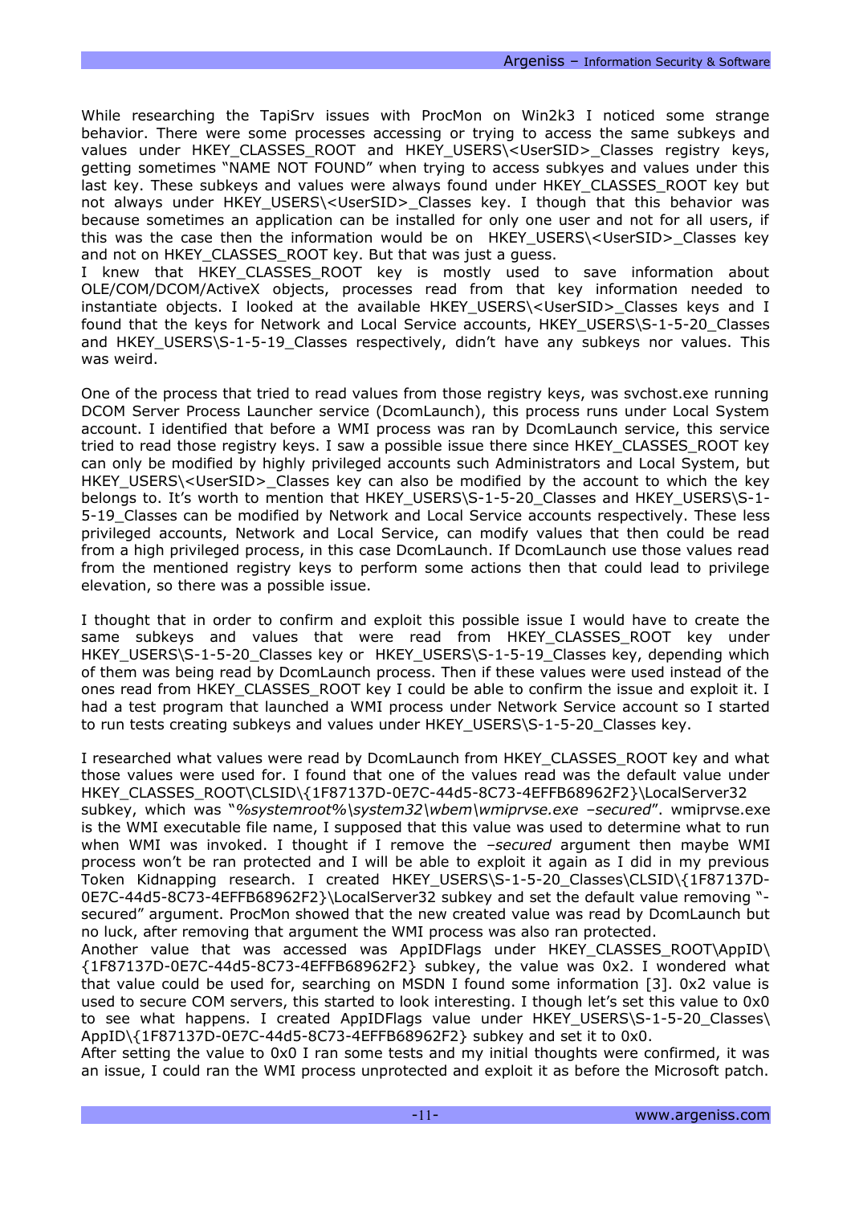While researching the TapiSrv issues with ProcMon on Win2k3 I noticed some strange behavior. There were some processes accessing or trying to access the same subkeys and values under HKEY_CLASSES_ROOT and HKEY_USERS\<UserSID>_Classes registry keys, getting sometimes "NAME NOT FOUND" when trying to access subkyes and values under this last key. These subkeys and values were always found under HKEY_CLASSES_ROOT key but not always under HKEY_USERS\<UserSID>_Classes key. I though that this behavior was because sometimes an application can be installed for only one user and not for all users, if this was the case then the information would be on HKEY_USERS\<UserSID>_Classes key and not on HKEY_CLASSES_ROOT key. But that was just a guess.
I knew that HKEY_CLASSES_ROOT key is mostly used to save information about OLE/COM/DCOM/ActiveX objects, processes read from that key information needed to instantiate objects. I looked at the available HKEY_USERS\<UserSID>_Classes keys and I found that the keys for Network and Local Service accounts, HKEY_USERS\S-1-5-20_Classes and HKEY_USERS\S-1-5-19_Classes respectively, didn't have any subkeys nor values. This was weird.

One of the process that tried to read values from those registry keys, was svchost.exe running DCOM Server Process Launcher service (DcomLaunch), this process runs under Local System account. I identified that before a WMI process was ran by DcomLaunch service, this service tried to read those registry keys. I saw a possible issue there since HKEY_CLASSES_ROOT key can only be modified by highly privileged accounts such Administrators and Local System, but HKEY_USERS\<UserSID>_Classes key can also be modified by the account to which the key belongs to. It's worth to mention that HKEY_USERS\S-1-5-20_Classes and HKEY_USERS\S-1-5-19_Classes can be modified by Network and Local Service accounts respectively. These less privileged accounts, Network and Local Service, can modify values that then could be read from a high privileged process, in this case DcomLaunch. If DcomLaunch use those values read from the mentioned registry keys to perform some actions then that could lead to privilege elevation, so there was a possible issue.

I thought that in order to confirm and exploit this possible issue I would have to create the same subkeys and values that were read from HKEY_CLASSES_ROOT key under HKEY_USERS\S-1-5-20_Classes key or HKEY_USERS\S-1-5-19_Classes key, depending which of them was being read by DcomLaunch process. Then if these values were used instead of the ones read from HKEY_CLASSES_ROOT key I could be able to confirm the issue and exploit it. I had a test program that launched a WMI process under Network Service account so I started to run tests creating subkeys and values under HKEY_USERS\S-1-5-20_Classes key.

I researched what values were read by DcomLaunch from HKEY_CLASSES_ROOT key and what those values were used for. I found that one of the values read was the default value under HKEY_CLASSES_ROOT\CLSID\{1F87137D-0E7C-44d5-8C73-4EFFB68962F2}\LocalServer32 subkey, which was "*%systemroot%\system32\wbem\wmiprvse.exe –secured*". wmiprvse.exe is the WMI executable file name, I supposed that this value was used to determine what to run when WMI was invoked. I thought if I remove the *–secured* argument then maybe WMI process won't be ran protected and I will be able to exploit it again as I did in my previous Token Kidnapping research. I created HKEY_USERS\S-1-5-20_Classes\CLSID\{1F87137D-0E7C-44d5-8C73-4EFFB68962F2}\LocalServer32 subkey and set the default value removing "-secured" argument. ProcMon showed that the new created value was read by DcomLaunch but no luck, after removing that argument the WMI process was also ran protected.
Another value that was accessed was AppIDFlags under HKEY_CLASSES_ROOT\AppID\{1F87137D-0E7C-44d5-8C73-4EFFB68962F2} subkey, the value was 0x2. I wondered what that value could be used for, searching on MSDN I found some information [3]. 0x2 value is used to secure COM servers, this started to look interesting. I though let's set this value to 0x0 to see what happens. I created AppIDFlags value under HKEY_USERS\S-1-5-20_Classes\AppID\{1F87137D-0E7C-44d5-8C73-4EFFB68962F2} subkey and set it to 0x0.
After setting the value to 0x0 I ran some tests and my initial thoughts were confirmed, it was an issue, I could ran the WMI process unprotected and exploit it as before the Microsoft patch.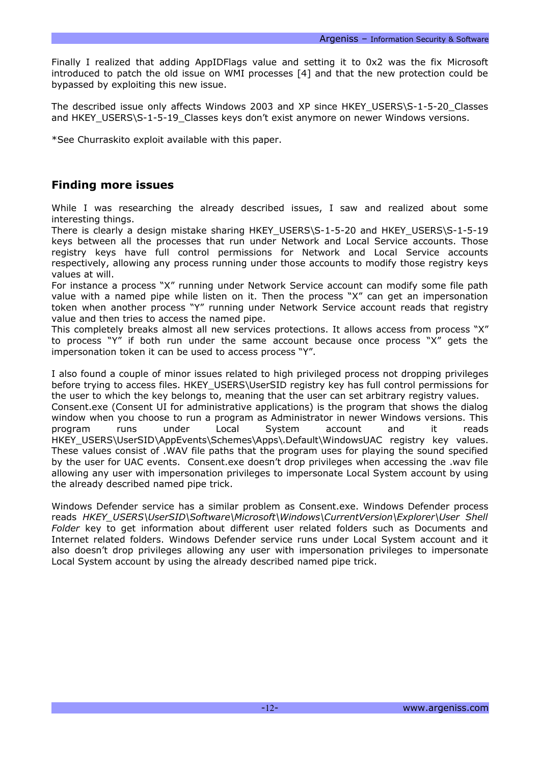Finally I realized that adding AppIDFlags value and setting it to 0x2 was the fix Microsoft introduced to patch the old issue on WMI processes [4] and that the new protection could be bypassed by exploiting this new issue.

The described issue only affects Windows 2003 and XP since HKEY_USERS\S-1-5-20_Classes and HKEY_USERS\S-1-5-19_Classes keys don't exist anymore on newer Windows versions.

*See Churraskito exploit available with this paper.

## Finding more issues

While I was researching the already described issues, I saw and realized about some interesting things.
There is clearly a design mistake sharing HKEY_USERS\S-1-5-20 and HKEY_USERS\S-1-5-19 keys between all the processes that run under Network and Local Service accounts. Those registry keys have full control permissions for Network and Local Service accounts respectively, allowing any process running under those accounts to modify those registry keys values at will.
For instance a process "X" running under Network Service account can modify some file path value with a named pipe while listen on it. Then the process "X" can get an impersonation token when another process "Y" running under Network Service account reads that registry value and then tries to access the named pipe.
This completely breaks almost all new services protections. It allows access from process "X" to process "Y" if both run under the same account because once process "X" gets the impersonation token it can be used to access process "Y".

I also found a couple of minor issues related to high privileged process not dropping privileges before trying to access files. HKEY_USERS\UserSID registry key has full control permissions for the user to which the key belongs to, meaning that the user can set arbitrary registry values.
Consent.exe (Consent UI for administrative applications) is the program that shows the dialog window when you choose to run a program as Administrator in newer Windows versions. This program runs under Local System account and it reads HKEY_USERS\UserSID\AppEvents\Schemes\Apps\.Default\WindowsUAC registry key values. These values consist of .WAV file paths that the program uses for playing the sound specified by the user for UAC events. Consent.exe doesn't drop privileges when accessing the .wav file allowing any user with impersonation privileges to impersonate Local System account by using the already described named pipe trick.

Windows Defender service has a similar problem as Consent.exe. Windows Defender process reads *HKEY_USERS\UserSID\Software\Microsoft\Windows\CurrentVersion\Explorer\User Shell Folder* key to get information about different user related folders such as Documents and Internet related folders. Windows Defender service runs under Local System account and it also doesn't drop privileges allowing any user with impersonation privileges to impersonate Local System account by using the already described named pipe trick.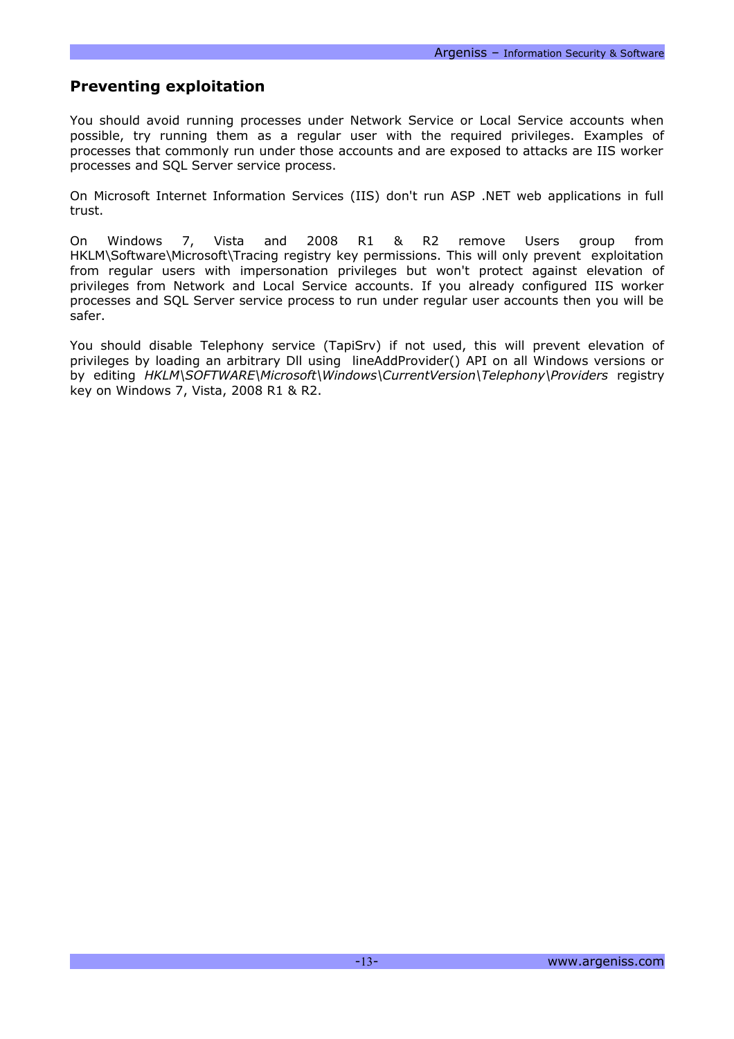## Preventing exploitation

You should avoid running processes under Network Service or Local Service accounts when possible, try running them as a regular user with the required privileges. Examples of processes that commonly run under those accounts and are exposed to attacks are IIS worker processes and SQL Server service process.

On Microsoft Internet Information Services (IIS) don't run ASP .NET web applications in full trust.

On Windows 7, Vista and 2008 R1 & R2 remove Users group from HKLM\Software\Microsoft\Tracing registry key permissions. This will only prevent exploitation from regular users with impersonation privileges but won't protect against elevation of privileges from Network and Local Service accounts. If you already configured IIS worker processes and SQL Server service process to run under regular user accounts then you will be safer.

You should disable Telephony service (TapiSrv) if not used, this will prevent elevation of privileges by loading an arbitrary Dll using lineAddProvider() API on all Windows versions or by editing *HKLM\SOFTWARE\Microsoft\Windows\CurrentVersion\Telephony\Providers* registry key on Windows 7, Vista, 2008 R1 & R2.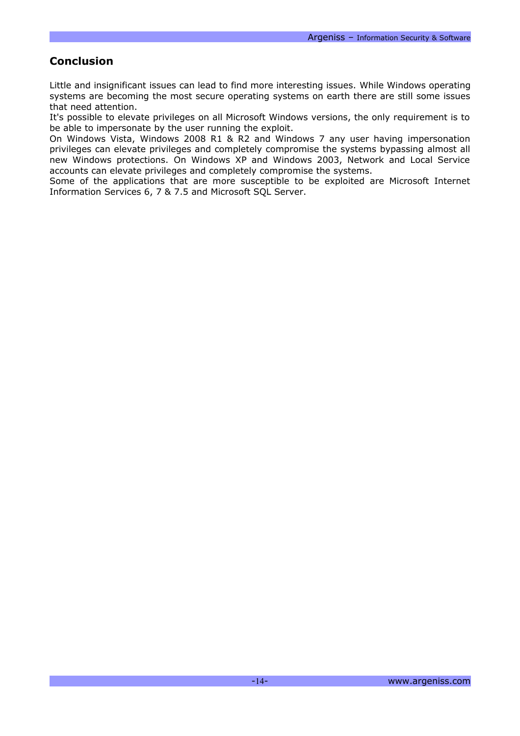## Conclusion

Little and insignificant issues can lead to find more interesting issues. While Windows operating systems are becoming the most secure operating systems on earth there are still some issues that need attention.
It's possible to elevate privileges on all Microsoft Windows versions, the only requirement is to be able to impersonate by the user running the exploit.
On Windows Vista, Windows 2008 R1 & R2 and Windows 7 any user having impersonation privileges can elevate privileges and completely compromise the systems bypassing almost all new Windows protections. On Windows XP and Windows 2003, Network and Local Service accounts can elevate privileges and completely compromise the systems.
Some of the applications that are more susceptible to be exploited are Microsoft Internet Information Services 6, 7 & 7.5 and Microsoft SQL Server.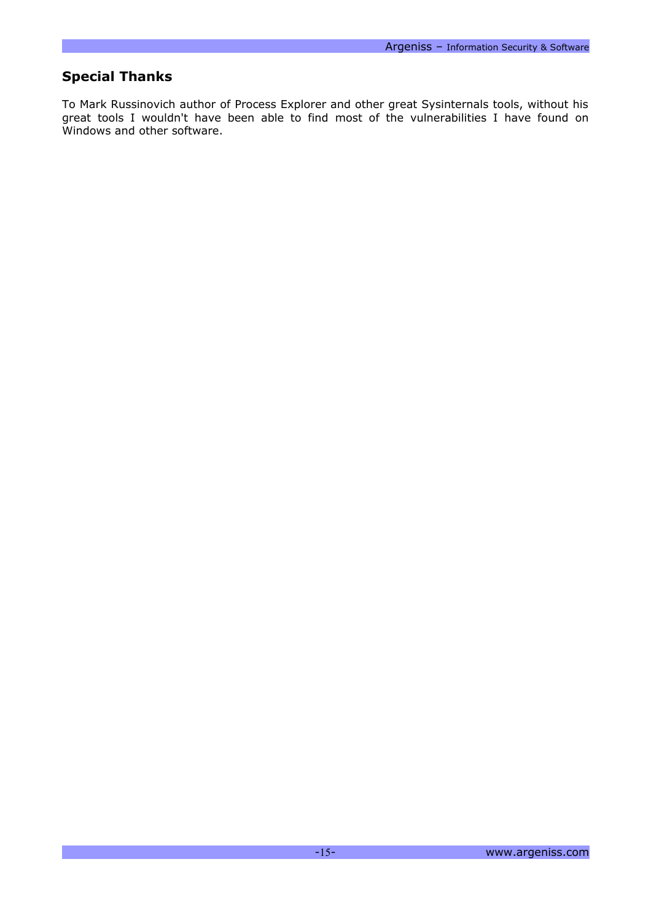## Special Thanks

To Mark Russinovich author of Process Explorer and other great Sysinternals tools, without his great tools I wouldn't have been able to find most of the vulnerabilities I have found on Windows and other software.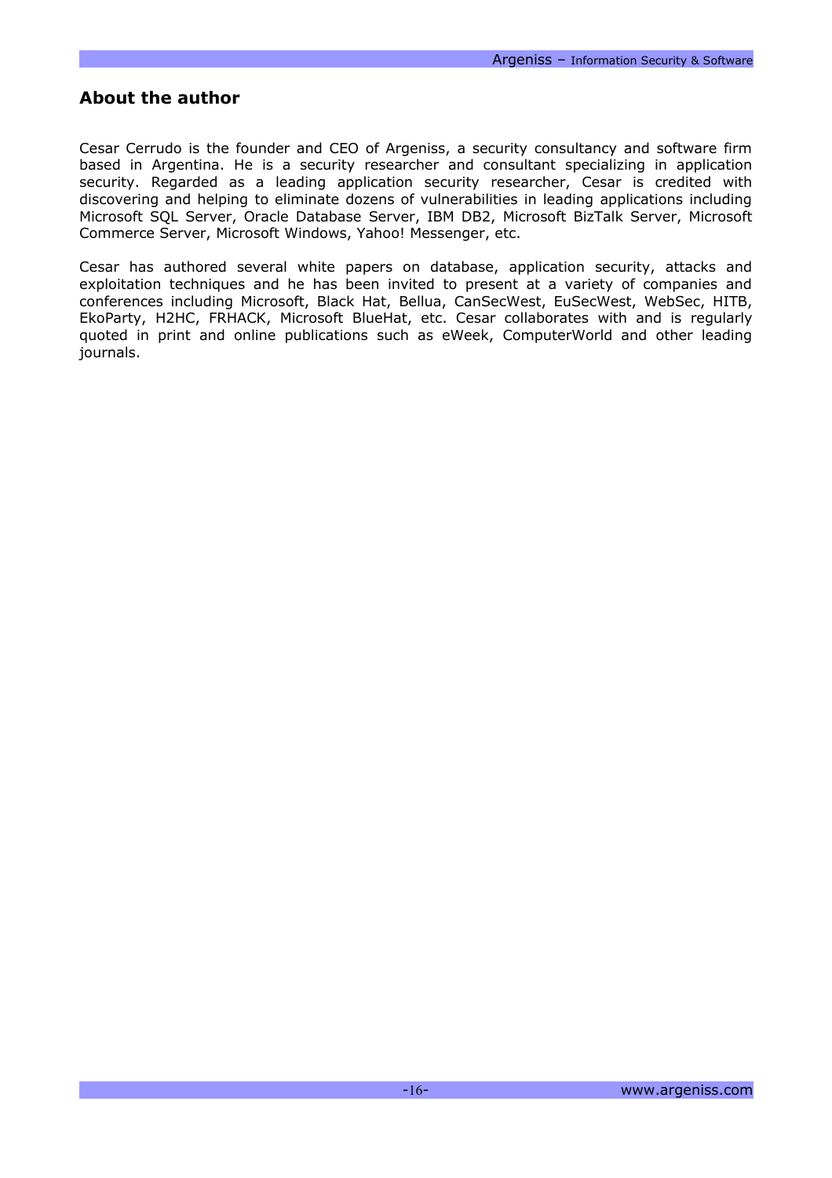## About the author

Cesar Cerrudo is the founder and CEO of Argeniss, a security consultancy and software firm based in Argentina. He is a security researcher and consultant specializing in application security. Regarded as a leading application security researcher, Cesar is credited with discovering and helping to eliminate dozens of vulnerabilities in leading applications including Microsoft SQL Server, Oracle Database Server, IBM DB2, Microsoft BizTalk Server, Microsoft Commerce Server, Microsoft Windows, Yahoo! Messenger, etc.

Cesar has authored several white papers on database, application security, attacks and exploitation techniques and he has been invited to present at a variety of companies and conferences including Microsoft, Black Hat, Bellua, CanSecWest, EuSecWest, WebSec, HITB, EkoParty, H2HC, FRHACK, Microsoft BlueHat, etc. Cesar collaborates with and is regularly quoted in print and online publications such as eWeek, ComputerWorld and other leading journals.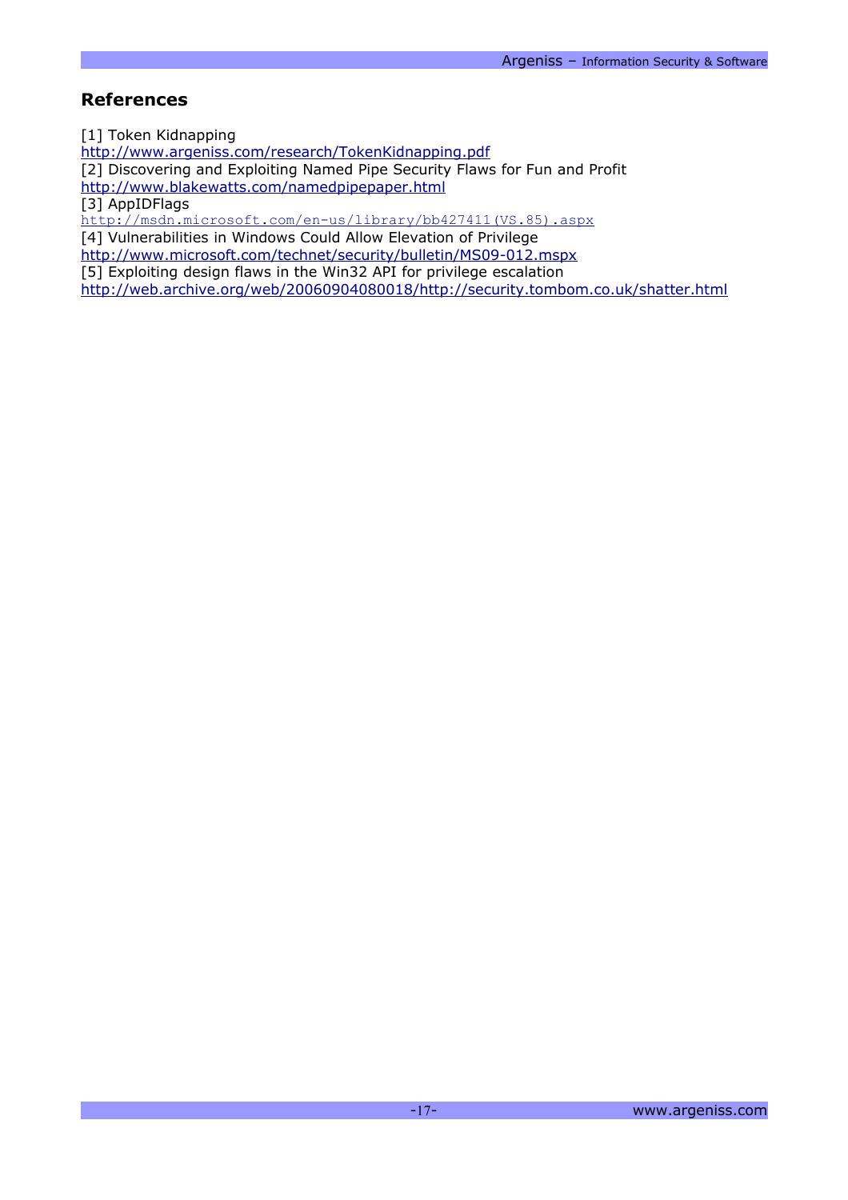## References

[1] Token Kidnapping
http://www.argeniss.com/research/TokenKidnapping.pdf
[2] Discovering and Exploiting Named Pipe Security Flaws for Fun and Profit
http://www.blakewatts.com/namedpipepaper.html
[3] AppIDFlags
http://msdn.microsoft.com/en-us/library/bb427411(VS.85).aspx
[4] Vulnerabilities in Windows Could Allow Elevation of Privilege
http://www.microsoft.com/technet/security/bulletin/MS09-012.mspx
[5] Exploiting design flaws in the Win32 API for privilege escalation
http://web.archive.org/web/20060904080018/http://security.tombom.co.uk/shatter.html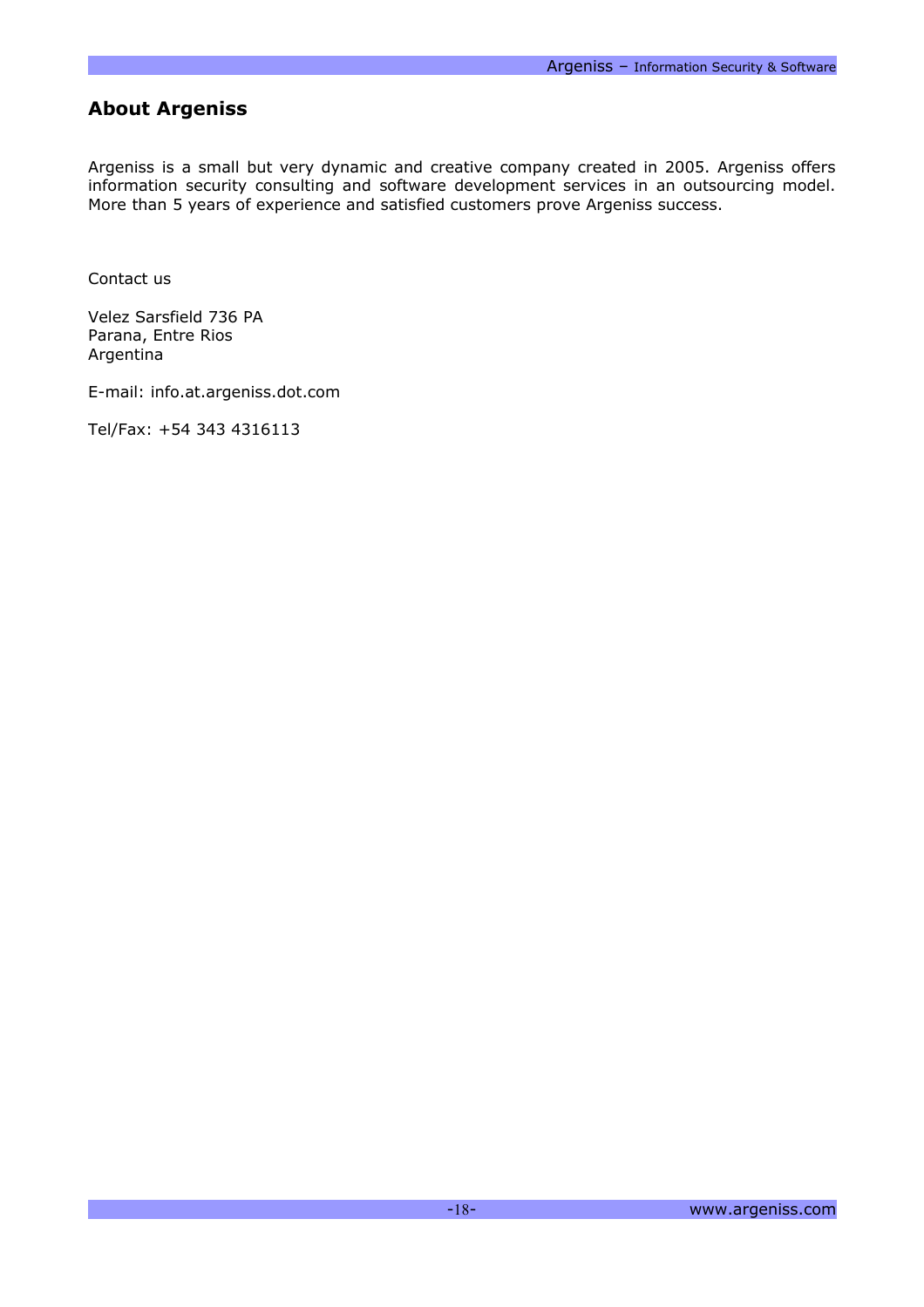## About Argeniss

Argeniss is a small but very dynamic and creative company created in 2005. Argeniss offers information security consulting and software development services in an outsourcing model. More than 5 years of experience and satisfied customers prove Argeniss success.

Contact us

Velez Sarsfield 736 PA  
Parana, Entre Rios  
Argentina

E-mail: info.at.argeniss.dot.com

Tel/Fax: +54 343 4316113